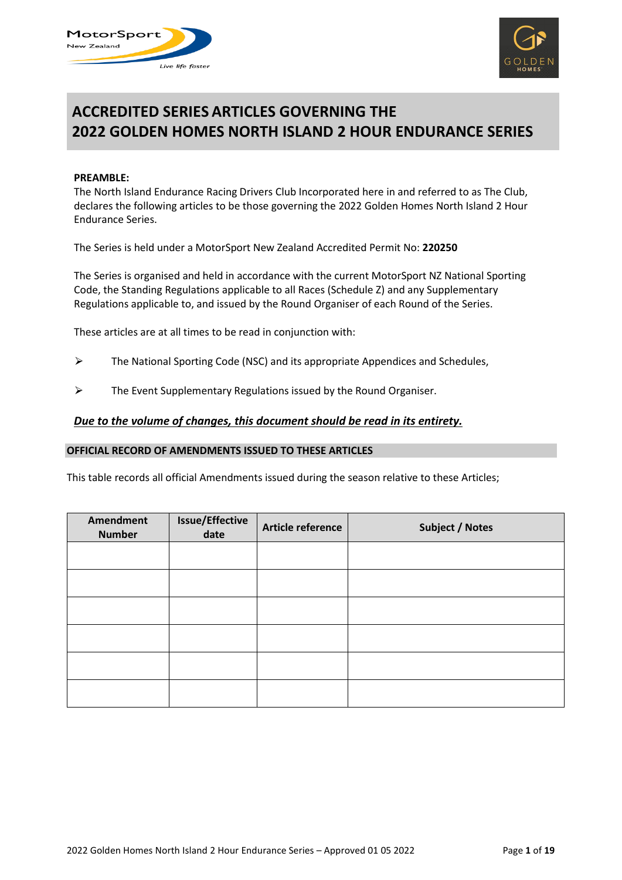# ACCREDITED SERIES ARTICLES GOVERNING THE 2022 GOLDEN HOMES NORTH ISLAND 2 HOUR ENDURANCE SERIES

**PREAMBLE:**

The North Island Endurance Racing Drivers Club Incorporated here in and referred to as The Club, declares the following articles to be those governing the 2022 Golden Homes North Island 2 Hour Endurance Series.

The Series is held under a MotorSport New Zealand Accredited Permit No: **220250**

The Series is organised and held in accordance with the current MotorSport NZ National Sporting Code, the Standing Regulations applicable to all Races (Schedule Z) and any Supplementary Regulations applicable to, and issued by the Round Organiser of each Round of the Series.

These articles are at all times to be read in conjunction with:

- The National Sporting Code (NSC) and its appropriate Appendices and Schedules,
- The Event Supplementary Regulations issued by the Round Organiser.

***<u>Due to the volume of changes, this document should be read in its entirety.</u>***

## OFFICIAL RECORD OF AMENDMENTS ISSUED TO THESE ARTICLES

This table records all official Amendments issued during the season relative to these Articles;

| Amendment Number | Issue/Effective date | Article reference | Subject / Notes |
|---|---|---|---|
| | | | |
| | | | |
| | | | |
| | | | |
| | | | |
| | | | |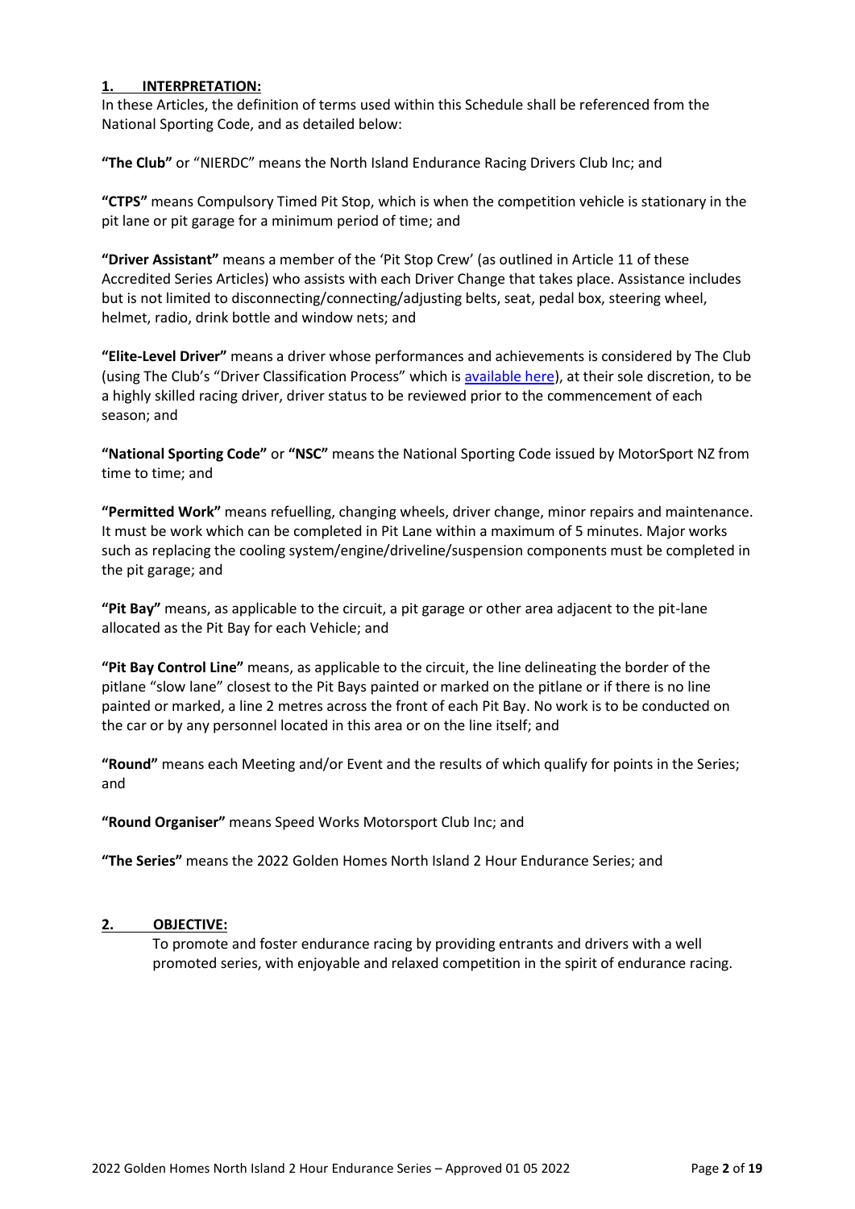## 1. INTERPRETATION:

In these Articles, the definition of terms used within this Schedule shall be referenced from the National Sporting Code, and as detailed below:

**"The Club"** or "NIERDC" means the North Island Endurance Racing Drivers Club Inc; and

**"CTPS"** means Compulsory Timed Pit Stop, which is when the competition vehicle is stationary in the pit lane or pit garage for a minimum period of time; and

**"Driver Assistant"** means a member of the 'Pit Stop Crew' (as outlined in Article 11 of these Accredited Series Articles) who assists with each Driver Change that takes place. Assistance includes but is not limited to disconnecting/connecting/adjusting belts, seat, pedal box, steering wheel, helmet, radio, drink bottle and window nets; and

**"Elite-Level Driver"** means a driver whose performances and achievements is considered by The Club (using The Club's "Driver Classification Process" which is available here), at their sole discretion, to be a highly skilled racing driver, driver status to be reviewed prior to the commencement of each season; and

**"National Sporting Code"** or **"NSC"** means the National Sporting Code issued by MotorSport NZ from time to time; and

**"Permitted Work"** means refuelling, changing wheels, driver change, minor repairs and maintenance. It must be work which can be completed in Pit Lane within a maximum of 5 minutes. Major works such as replacing the cooling system/engine/driveline/suspension components must be completed in the pit garage; and

**"Pit Bay"** means, as applicable to the circuit, a pit garage or other area adjacent to the pit-lane allocated as the Pit Bay for each Vehicle; and

**"Pit Bay Control Line"** means, as applicable to the circuit, the line delineating the border of the pitlane "slow lane" closest to the Pit Bays painted or marked on the pitlane or if there is no line painted or marked, a line 2 metres across the front of each Pit Bay. No work is to be conducted on the car or by any personnel located in this area or on the line itself; and

**"Round"** means each Meeting and/or Event and the results of which qualify for points in the Series; and

**"Round Organiser"** means Speed Works Motorsport Club Inc; and

**"The Series"** means the 2022 Golden Homes North Island 2 Hour Endurance Series; and

## 2. OBJECTIVE:

To promote and foster endurance racing by providing entrants and drivers with a well promoted series, with enjoyable and relaxed competition in the spirit of endurance racing.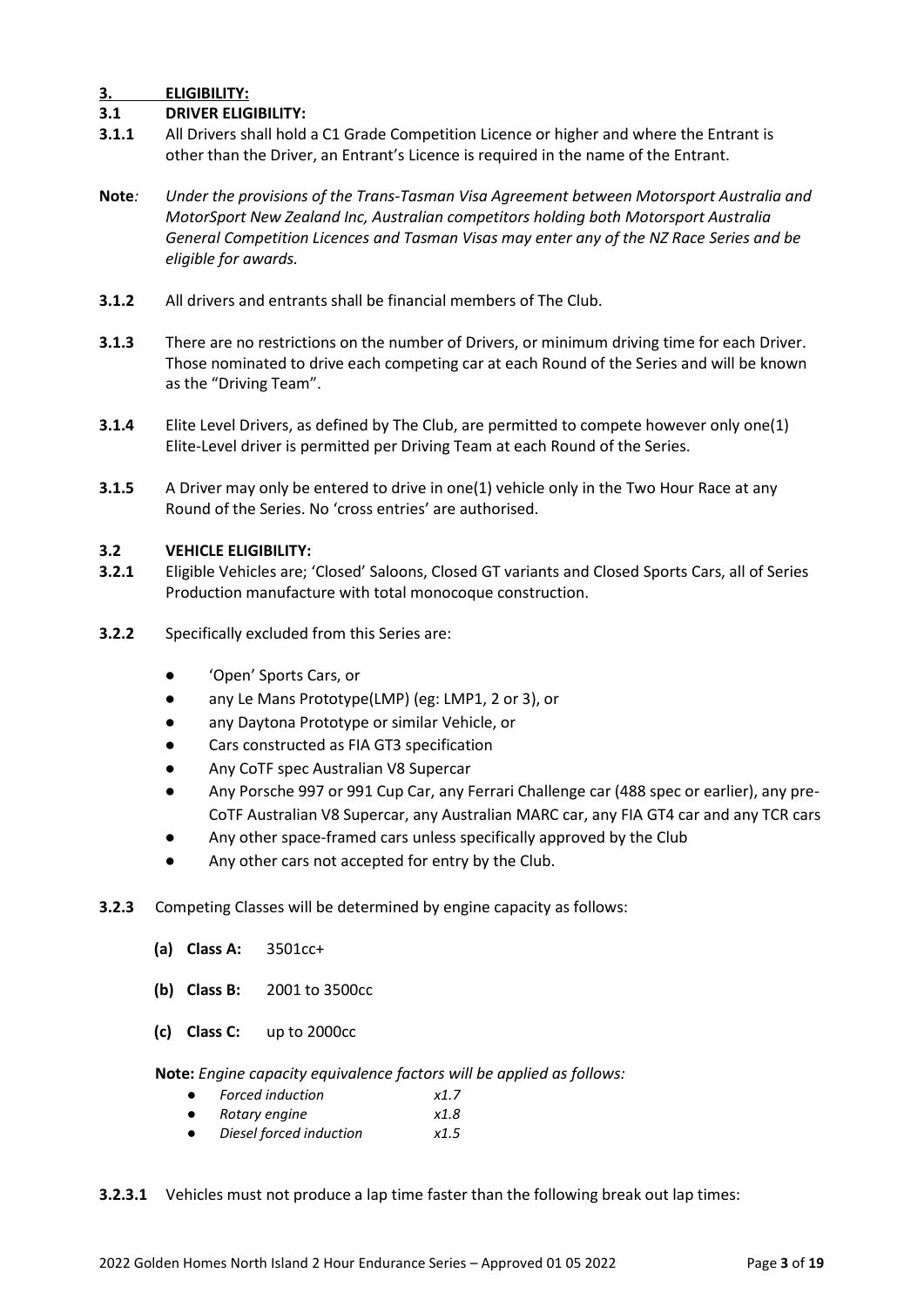## 3. ELIGIBILITY:

### 3.1 DRIVER ELIGIBILITY:

**3.1.1** All Drivers shall hold a C1 Grade Competition Licence or higher and where the Entrant is other than the Driver, an Entrant's Licence is required in the name of the Entrant.

**Note***:* *Under the provisions of the Trans-Tasman Visa Agreement between Motorsport Australia and MotorSport New Zealand Inc, Australian competitors holding both Motorsport Australia General Competition Licences and Tasman Visas may enter any of the NZ Race Series and be eligible for awards.*

**3.1.2** All drivers and entrants shall be financial members of The Club.

**3.1.3** There are no restrictions on the number of Drivers, or minimum driving time for each Driver. Those nominated to drive each competing car at each Round of the Series and will be known as the "Driving Team".

**3.1.4** Elite Level Drivers, as defined by The Club, are permitted to compete however only one(1) Elite-Level driver is permitted per Driving Team at each Round of the Series.

**3.1.5** A Driver may only be entered to drive in one(1) vehicle only in the Two Hour Race at any Round of the Series. No 'cross entries' are authorised.

### 3.2 VEHICLE ELIGIBILITY:

**3.2.1** Eligible Vehicles are; 'Closed' Saloons, Closed GT variants and Closed Sports Cars, all of Series Production manufacture with total monocoque construction.

**3.2.2** Specifically excluded from this Series are:

- 'Open' Sports Cars, or
- any Le Mans Prototype(LMP) (eg: LMP1, 2 or 3), or
- any Daytona Prototype or similar Vehicle, or
- Cars constructed as FIA GT3 specification
- Any CoTF spec Australian V8 Supercar
- Any Porsche 997 or 991 Cup Car, any Ferrari Challenge car (488 spec or earlier), any pre-CoTF Australian V8 Supercar, any Australian MARC car, any FIA GT4 car and any TCR cars
- Any other space-framed cars unless specifically approved by the Club
- Any other cars not accepted for entry by the Club.

**3.2.3** Competing Classes will be determined by engine capacity as follows:

**(a) Class A:** 3501cc+

**(b) Class B:** 2001 to 3500cc

**(c) Class C:** up to 2000cc

**Note:** *Engine capacity equivalence factors will be applied as follows:*

- *Forced induction* *x1.7*
- *Rotary engine* *x1.8*
- *Diesel forced induction* *x1.5*

**3.2.3.1** Vehicles must not produce a lap time faster than the following break out lap times: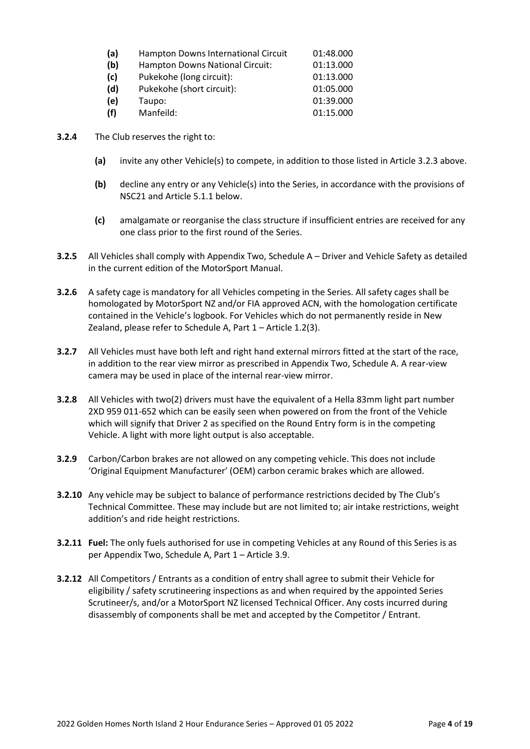| | | |
|---|---|---|
| **(a)** | Hampton Downs International Circuit | 01:48.000 |
| **(b)** | Hampton Downs National Circuit: | 01:13.000 |
| **(c)** | Pukekohe (long circuit): | 01:13.000 |
| **(d)** | Pukekohe (short circuit): | 01:05.000 |
| **(e)** | Taupo: | 01:39.000 |
| **(f)** | Manfeild: | 01:15.000 |

**3.2.4** The Club reserves the right to:

- **(a)** invite any other Vehicle(s) to compete, in addition to those listed in Article 3.2.3 above.
- **(b)** decline any entry or any Vehicle(s) into the Series, in accordance with the provisions of NSC21 and Article 5.1.1 below.
- **(c)** amalgamate or reorganise the class structure if insufficient entries are received for any one class prior to the first round of the Series.

**3.2.5** All Vehicles shall comply with Appendix Two, Schedule A – Driver and Vehicle Safety as detailed in the current edition of the MotorSport Manual.

**3.2.6** A safety cage is mandatory for all Vehicles competing in the Series. All safety cages shall be homologated by MotorSport NZ and/or FIA approved ACN, with the homologation certificate contained in the Vehicle's logbook. For Vehicles which do not permanently reside in New Zealand, please refer to Schedule A, Part 1 – Article 1.2(3).

**3.2.7** All Vehicles must have both left and right hand external mirrors fitted at the start of the race, in addition to the rear view mirror as prescribed in Appendix Two, Schedule A. A rear-view camera may be used in place of the internal rear-view mirror.

**3.2.8** All Vehicles with two(2) drivers must have the equivalent of a Hella 83mm light part number 2XD 959 011-652 which can be easily seen when powered on from the front of the Vehicle which will signify that Driver 2 as specified on the Round Entry form is in the competing Vehicle. A light with more light output is also acceptable.

**3.2.9** Carbon/Carbon brakes are not allowed on any competing vehicle. This does not include 'Original Equipment Manufacturer' (OEM) carbon ceramic brakes which are allowed.

**3.2.10** Any vehicle may be subject to balance of performance restrictions decided by The Club's Technical Committee. These may include but are not limited to; air intake restrictions, weight addition's and ride height restrictions.

**3.2.11** **Fuel:** The only fuels authorised for use in competing Vehicles at any Round of this Series is as per Appendix Two, Schedule A, Part 1 – Article 3.9.

**3.2.12** All Competitors / Entrants as a condition of entry shall agree to submit their Vehicle for eligibility / safety scrutineering inspections as and when required by the appointed Series Scrutineer/s, and/or a MotorSport NZ licensed Technical Officer. Any costs incurred during disassembly of components shall be met and accepted by the Competitor / Entrant.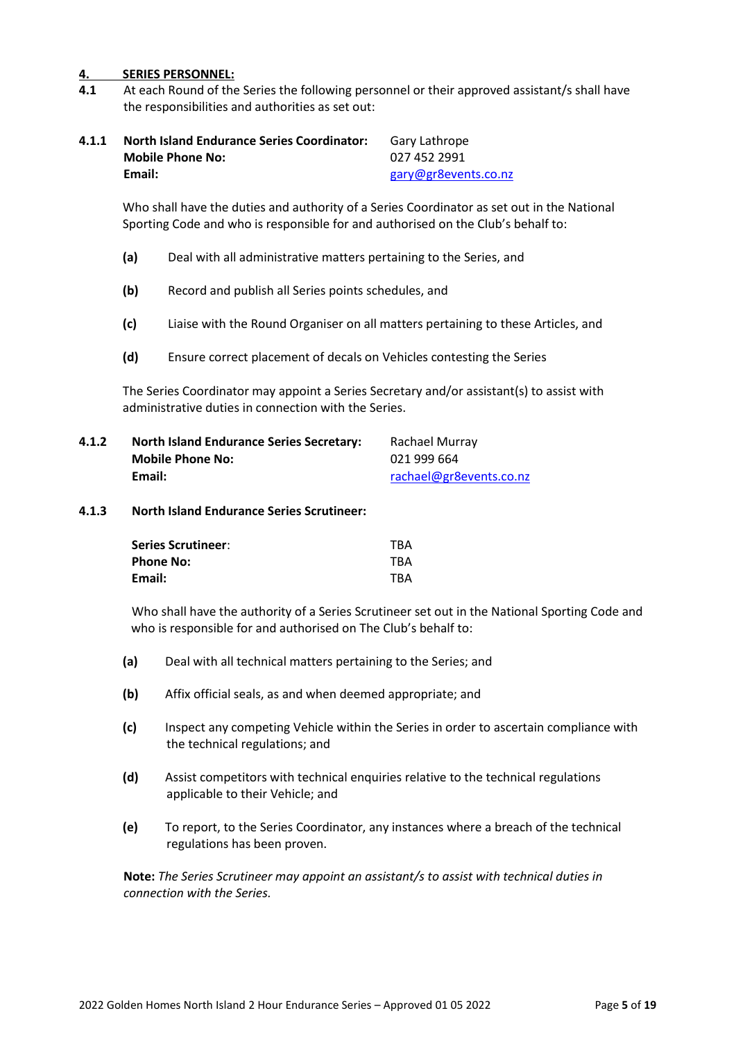## 4. SERIES PERSONNEL:

**4.1** At each Round of the Series the following personnel or their approved assistant/s shall have the responsibilities and authorities as set out:

**4.1.1**

| | |
|---|---|
| **North Island Endurance Series Coordinator:** | Gary Lathrope |
| **Mobile Phone No:** | 027 452 2991 |
| **Email:** | gary@gr8events.co.nz |

Who shall have the duties and authority of a Series Coordinator as set out in the National Sporting Code and who is responsible for and authorised on the Club's behalf to:

- **(a)** Deal with all administrative matters pertaining to the Series, and
- **(b)** Record and publish all Series points schedules, and
- **(c)** Liaise with the Round Organiser on all matters pertaining to these Articles, and
- **(d)** Ensure correct placement of decals on Vehicles contesting the Series

The Series Coordinator may appoint a Series Secretary and/or assistant(s) to assist with administrative duties in connection with the Series.

**4.1.2**

| | |
|---|---|
| **North Island Endurance Series Secretary:** | Rachael Murray |
| **Mobile Phone No:** | 021 999 664 |
| **Email:** | rachael@gr8events.co.nz |

**4.1.3 North Island Endurance Series Scrutineer:**

| | |
|---|---|
| **Series Scrutineer:** | TBA |
| **Phone No:** | TBA |
| **Email:** | TBA |

Who shall have the authority of a Series Scrutineer set out in the National Sporting Code and who is responsible for and authorised on The Club's behalf to:

- **(a)** Deal with all technical matters pertaining to the Series; and
- **(b)** Affix official seals, as and when deemed appropriate; and
- **(c)** Inspect any competing Vehicle within the Series in order to ascertain compliance with the technical regulations; and
- **(d)** Assist competitors with technical enquiries relative to the technical regulations applicable to their Vehicle; and
- **(e)** To report, to the Series Coordinator, any instances where a breach of the technical regulations has been proven.

**Note:** *The Series Scrutineer may appoint an assistant/s to assist with technical duties in connection with the Series.*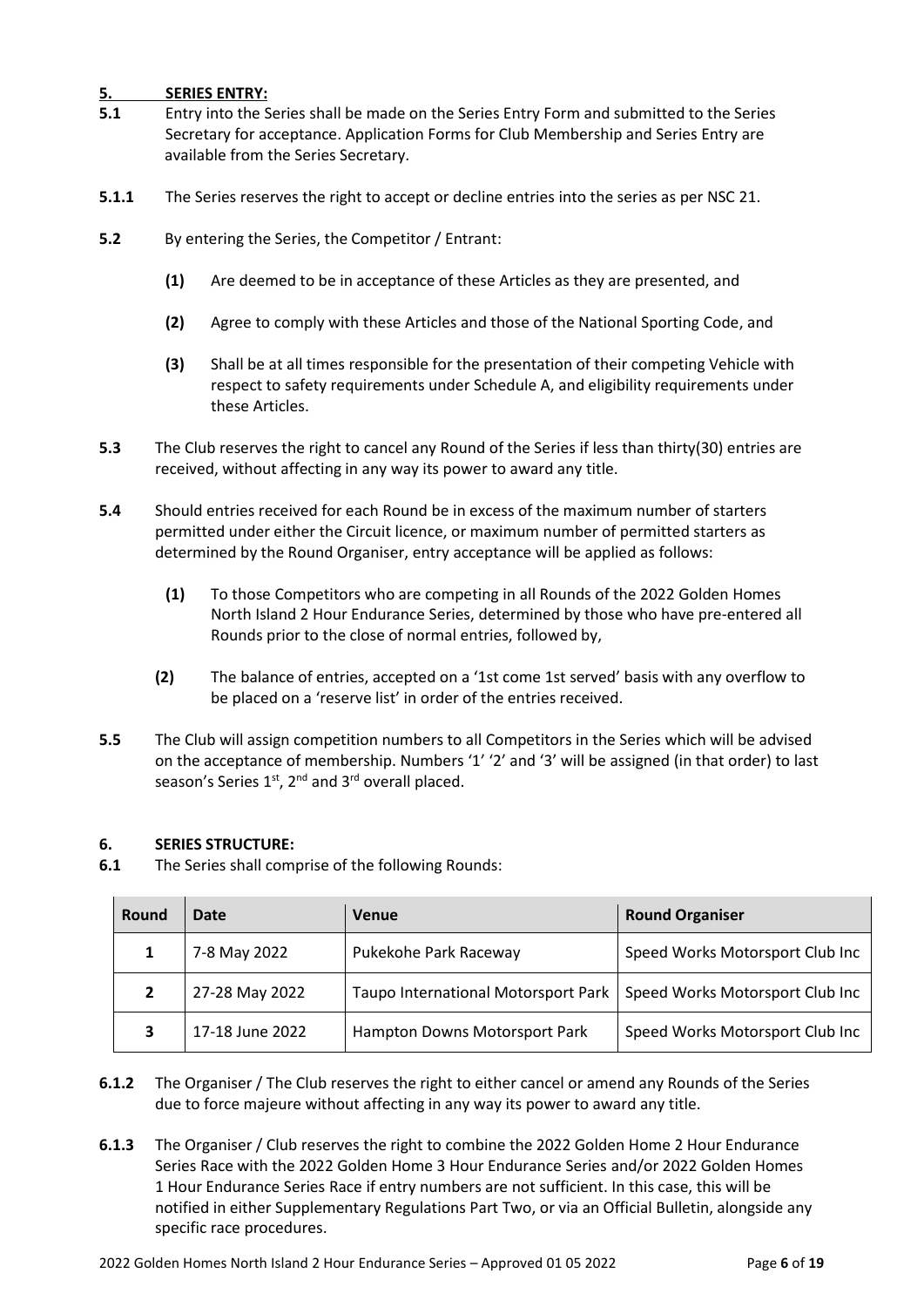## 5. SERIES ENTRY:

**5.1** Entry into the Series shall be made on the Series Entry Form and submitted to the Series Secretary for acceptance. Application Forms for Club Membership and Series Entry are available from the Series Secretary.

**5.1.1** The Series reserves the right to accept or decline entries into the series as per NSC 21.

**5.2** By entering the Series, the Competitor / Entrant:

- **(1)** Are deemed to be in acceptance of these Articles as they are presented, and
- **(2)** Agree to comply with these Articles and those of the National Sporting Code, and
- **(3)** Shall be at all times responsible for the presentation of their competing Vehicle with respect to safety requirements under Schedule A, and eligibility requirements under these Articles.

**5.3** The Club reserves the right to cancel any Round of the Series if less than thirty(30) entries are received, without affecting in any way its power to award any title.

**5.4** Should entries received for each Round be in excess of the maximum number of starters permitted under either the Circuit licence, or maximum number of permitted starters as determined by the Round Organiser, entry acceptance will be applied as follows:

- **(1)** To those Competitors who are competing in all Rounds of the 2022 Golden Homes North Island 2 Hour Endurance Series, determined by those who have pre-entered all Rounds prior to the close of normal entries, followed by,
- **(2)** The balance of entries, accepted on a '1st come 1st served' basis with any overflow to be placed on a 'reserve list' in order of the entries received.

**5.5** The Club will assign competition numbers to all Competitors in the Series which will be advised on the acceptance of membership. Numbers '1' '2' and '3' will be assigned (in that order) to last season's Series 1st, 2nd and 3rd overall placed.

## 6. SERIES STRUCTURE:

**6.1** The Series shall comprise of the following Rounds:

| Round | Date | Venue | Round Organiser |
|---|---|---|---|
| 1 | 7-8 May 2022 | Pukekohe Park Raceway | Speed Works Motorsport Club Inc |
| 2 | 27-28 May 2022 | Taupo International Motorsport Park | Speed Works Motorsport Club Inc |
| 3 | 17-18 June 2022 | Hampton Downs Motorsport Park | Speed Works Motorsport Club Inc |

**6.1.2** The Organiser / The Club reserves the right to either cancel or amend any Rounds of the Series due to force majeure without affecting in any way its power to award any title.

**6.1.3** The Organiser / Club reserves the right to combine the 2022 Golden Home 2 Hour Endurance Series Race with the 2022 Golden Home 3 Hour Endurance Series and/or 2022 Golden Homes 1 Hour Endurance Series Race if entry numbers are not sufficient. In this case, this will be notified in either Supplementary Regulations Part Two, or via an Official Bulletin, alongside any specific race procedures.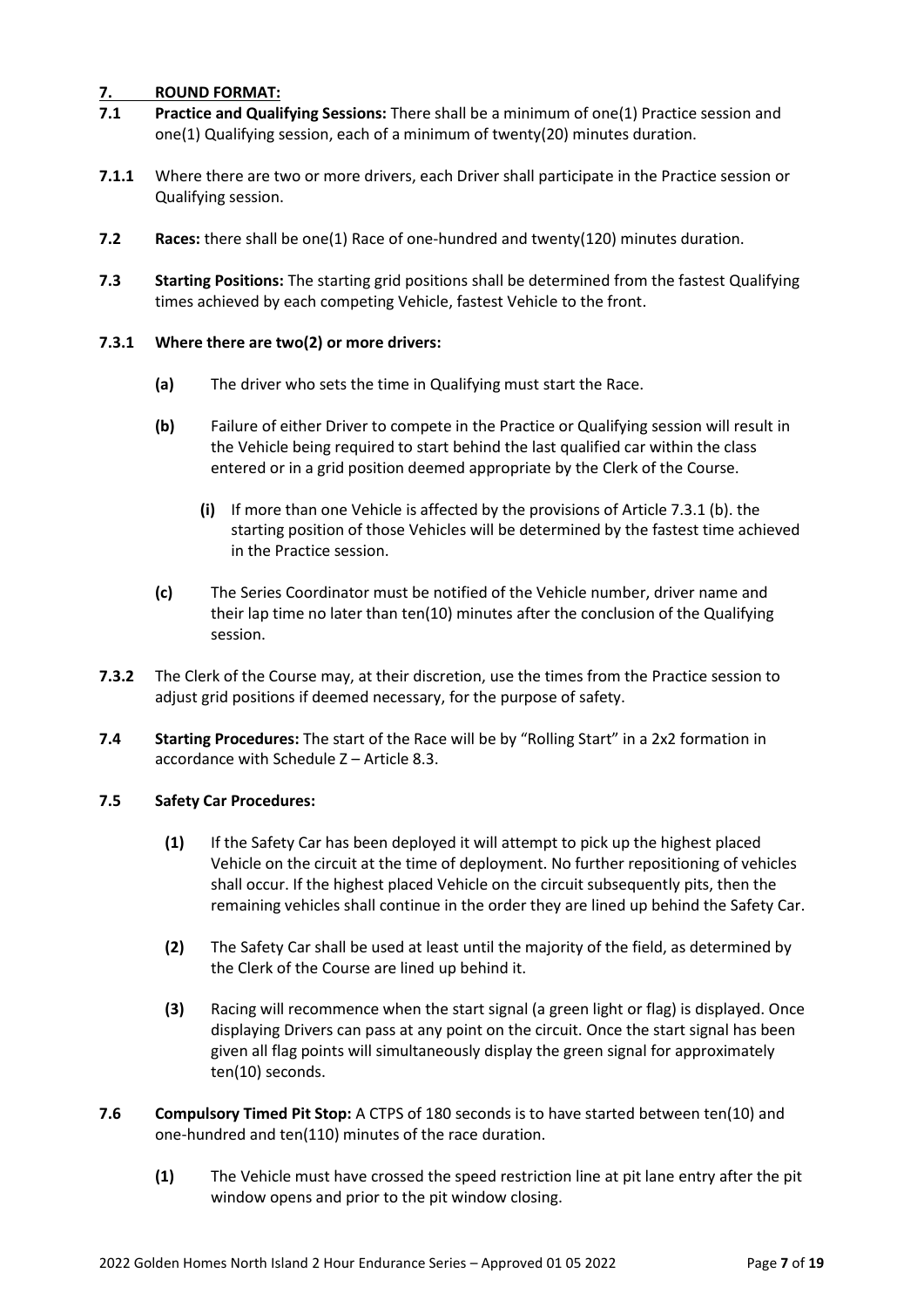## 7. ROUND FORMAT:

**7.1 Practice and Qualifying Sessions:** There shall be a minimum of one(1) Practice session and one(1) Qualifying session, each of a minimum of twenty(20) minutes duration.

**7.1.1** Where there are two or more drivers, each Driver shall participate in the Practice session or Qualifying session.

**7.2 Races:** there shall be one(1) Race of one-hundred and twenty(120) minutes duration.

**7.3 Starting Positions:** The starting grid positions shall be determined from the fastest Qualifying times achieved by each competing Vehicle, fastest Vehicle to the front.

**7.3.1 Where there are two(2) or more drivers:**

- **(a)** The driver who sets the time in Qualifying must start the Race.
- **(b)** Failure of either Driver to compete in the Practice or Qualifying session will result in the Vehicle being required to start behind the last qualified car within the class entered or in a grid position deemed appropriate by the Clerk of the Course.
  - **(i)** If more than one Vehicle is affected by the provisions of Article 7.3.1 (b). the starting position of those Vehicles will be determined by the fastest time achieved in the Practice session.
- **(c)** The Series Coordinator must be notified of the Vehicle number, driver name and their lap time no later than ten(10) minutes after the conclusion of the Qualifying session.

**7.3.2** The Clerk of the Course may, at their discretion, use the times from the Practice session to adjust grid positions if deemed necessary, for the purpose of safety.

**7.4 Starting Procedures:** The start of the Race will be by "Rolling Start" in a 2x2 formation in accordance with Schedule Z – Article 8.3.

**7.5 Safety Car Procedures:**

- **(1)** If the Safety Car has been deployed it will attempt to pick up the highest placed Vehicle on the circuit at the time of deployment. No further repositioning of vehicles shall occur. If the highest placed Vehicle on the circuit subsequently pits, then the remaining vehicles shall continue in the order they are lined up behind the Safety Car.
- **(2)** The Safety Car shall be used at least until the majority of the field, as determined by the Clerk of the Course are lined up behind it.
- **(3)** Racing will recommence when the start signal (a green light or flag) is displayed. Once displaying Drivers can pass at any point on the circuit. Once the start signal has been given all flag points will simultaneously display the green signal for approximately ten(10) seconds.

**7.6 Compulsory Timed Pit Stop:** A CTPS of 180 seconds is to have started between ten(10) and one-hundred and ten(110) minutes of the race duration.

- **(1)** The Vehicle must have crossed the speed restriction line at pit lane entry after the pit window opens and prior to the pit window closing.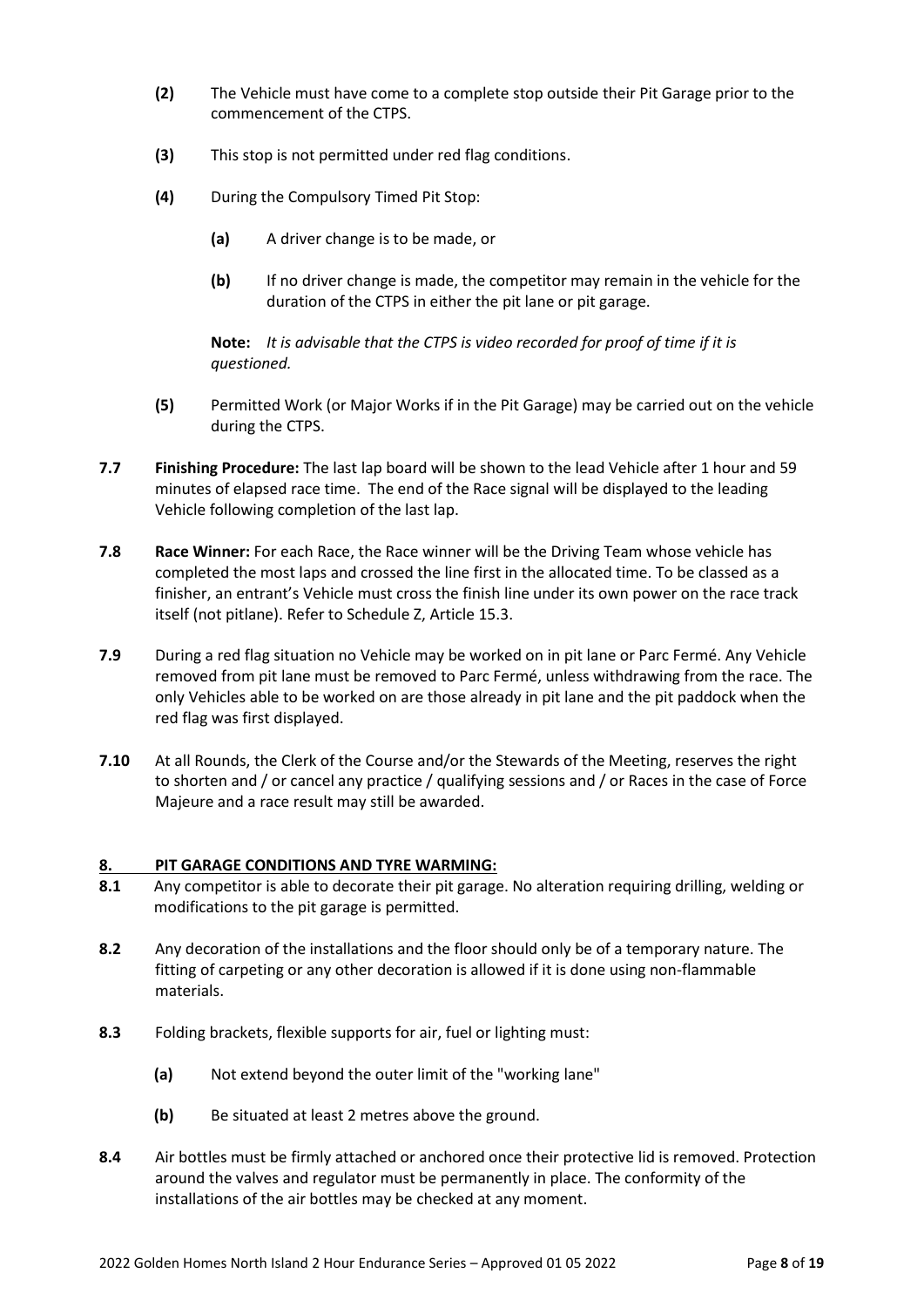**(2)** The Vehicle must have come to a complete stop outside their Pit Garage prior to the commencement of the CTPS.

**(3)** This stop is not permitted under red flag conditions.

**(4)** During the Compulsory Timed Pit Stop:

**(a)** A driver change is to be made, or

**(b)** If no driver change is made, the competitor may remain in the vehicle for the duration of the CTPS in either the pit lane or pit garage.

**Note:** *It is advisable that the CTPS is video recorded for proof of time if it is questioned.*

**(5)** Permitted Work (or Major Works if in the Pit Garage) may be carried out on the vehicle during the CTPS.

**7.7** **Finishing Procedure:** The last lap board will be shown to the lead Vehicle after 1 hour and 59 minutes of elapsed race time. The end of the Race signal will be displayed to the leading Vehicle following completion of the last lap.

**7.8** **Race Winner:** For each Race, the Race winner will be the Driving Team whose vehicle has completed the most laps and crossed the line first in the allocated time. To be classed as a finisher, an entrant's Vehicle must cross the finish line under its own power on the race track itself (not pitlane). Refer to Schedule Z, Article 15.3.

**7.9** During a red flag situation no Vehicle may be worked on in pit lane or Parc Fermé. Any Vehicle removed from pit lane must be removed to Parc Fermé, unless withdrawing from the race. The only Vehicles able to be worked on are those already in pit lane and the pit paddock when the red flag was first displayed.

**7.10** At all Rounds, the Clerk of the Course and/or the Stewards of the Meeting, reserves the right to shorten and / or cancel any practice / qualifying sessions and / or Races in the case of Force Majeure and a race result may still be awarded.

## 8. PIT GARAGE CONDITIONS AND TYRE WARMING:

**8.1** Any competitor is able to decorate their pit garage. No alteration requiring drilling, welding or modifications to the pit garage is permitted.

**8.2** Any decoration of the installations and the floor should only be of a temporary nature. The fitting of carpeting or any other decoration is allowed if it is done using non-flammable materials.

**8.3** Folding brackets, flexible supports for air, fuel or lighting must:

**(a)** Not extend beyond the outer limit of the "working lane"

**(b)** Be situated at least 2 metres above the ground.

**8.4** Air bottles must be firmly attached or anchored once their protective lid is removed. Protection around the valves and regulator must be permanently in place. The conformity of the installations of the air bottles may be checked at any moment.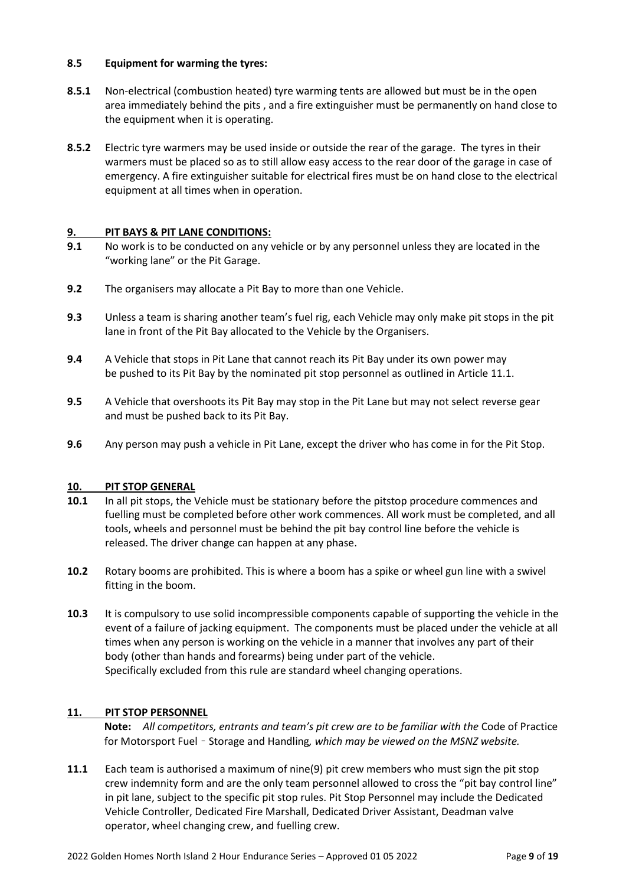**8.5 Equipment for warming the tyres:**

**8.5.1** Non-electrical (combustion heated) tyre warming tents are allowed but must be in the open area immediately behind the pits , and a fire extinguisher must be permanently on hand close to the equipment when it is operating.

**8.5.2** Electric tyre warmers may be used inside or outside the rear of the garage. The tyres in their warmers must be placed so as to still allow easy access to the rear door of the garage in case of emergency. A fire extinguisher suitable for electrical fires must be on hand close to the electrical equipment at all times when in operation.

## 9. PIT BAYS & PIT LANE CONDITIONS:

**9.1** No work is to be conducted on any vehicle or by any personnel unless they are located in the "working lane" or the Pit Garage.

**9.2** The organisers may allocate a Pit Bay to more than one Vehicle.

**9.3** Unless a team is sharing another team's fuel rig, each Vehicle may only make pit stops in the pit lane in front of the Pit Bay allocated to the Vehicle by the Organisers.

**9.4** A Vehicle that stops in Pit Lane that cannot reach its Pit Bay under its own power may be pushed to its Pit Bay by the nominated pit stop personnel as outlined in Article 11.1.

**9.5** A Vehicle that overshoots its Pit Bay may stop in the Pit Lane but may not select reverse gear and must be pushed back to its Pit Bay.

**9.6** Any person may push a vehicle in Pit Lane, except the driver who has come in for the Pit Stop.

## 10. PIT STOP GENERAL

**10.1** In all pit stops, the Vehicle must be stationary before the pitstop procedure commences and fuelling must be completed before other work commences. All work must be completed, and all tools, wheels and personnel must be behind the pit bay control line before the vehicle is released. The driver change can happen at any phase.

**10.2** Rotary booms are prohibited. This is where a boom has a spike or wheel gun line with a swivel fitting in the boom.

**10.3** It is compulsory to use solid incompressible components capable of supporting the vehicle in the event of a failure of jacking equipment. The components must be placed under the vehicle at all times when any person is working on the vehicle in a manner that involves any part of their body (other than hands and forearms) being under part of the vehicle.
Specifically excluded from this rule are standard wheel changing operations.

## 11. PIT STOP PERSONNEL

**Note:** *All competitors, entrants and team's pit crew are to be familiar with the* Code of Practice for Motorsport Fuel – Storage and Handling*, which may be viewed on the MSNZ website.*

**11.1** Each team is authorised a maximum of nine(9) pit crew members who must sign the pit stop crew indemnity form and are the only team personnel allowed to cross the "pit bay control line" in pit lane, subject to the specific pit stop rules. Pit Stop Personnel may include the Dedicated Vehicle Controller, Dedicated Fire Marshall, Dedicated Driver Assistant, Deadman valve operator, wheel changing crew, and fuelling crew.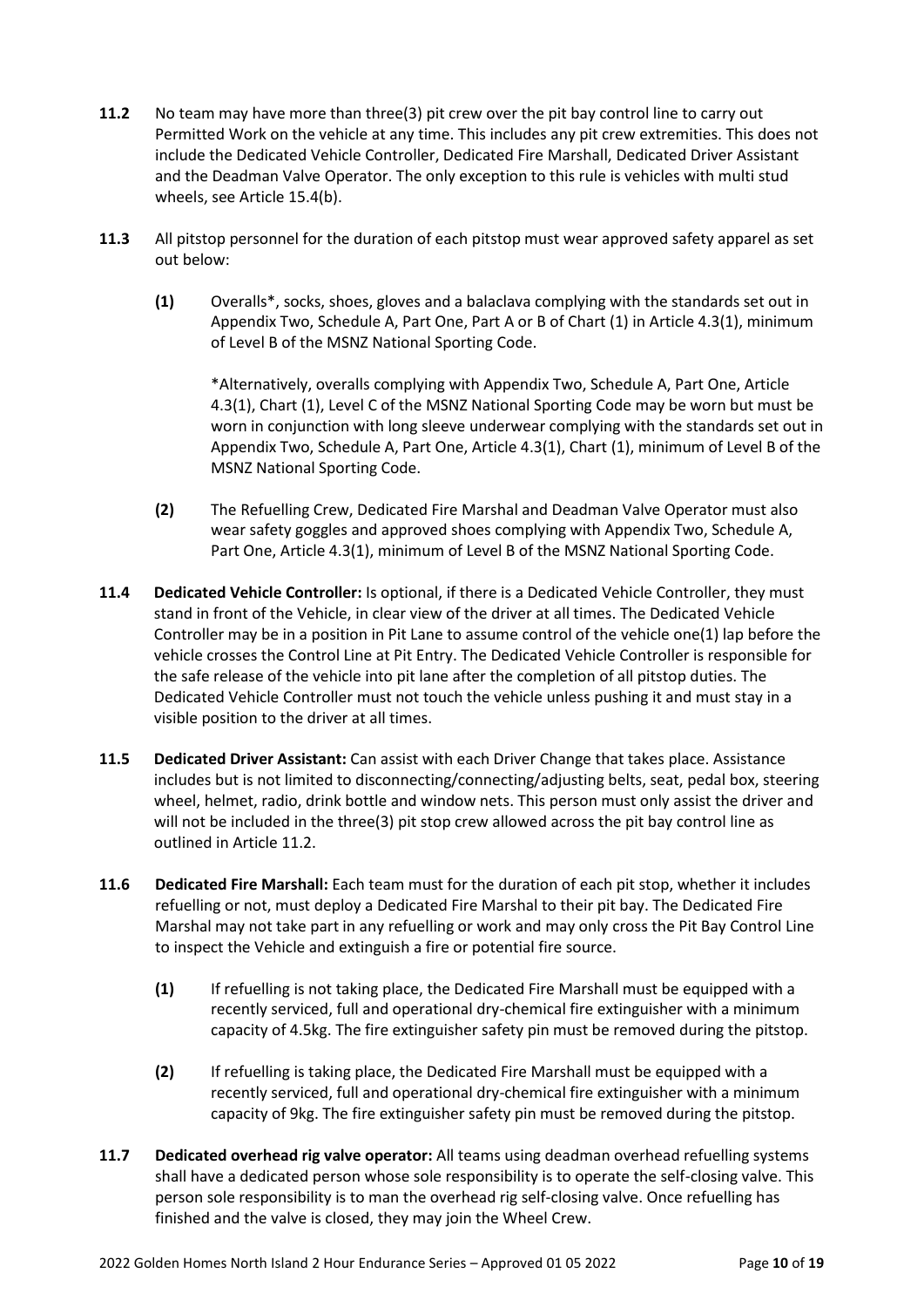**11.2** No team may have more than three(3) pit crew over the pit bay control line to carry out Permitted Work on the vehicle at any time. This includes any pit crew extremities. This does not include the Dedicated Vehicle Controller, Dedicated Fire Marshall, Dedicated Driver Assistant and the Deadman Valve Operator. The only exception to this rule is vehicles with multi stud wheels, see Article 15.4(b).

**11.3** All pitstop personnel for the duration of each pitstop must wear approved safety apparel as set out below:

**(1)** Overalls*, socks, shoes, gloves and a balaclava complying with the standards set out in Appendix Two, Schedule A, Part One, Part A or B of Chart (1) in Article 4.3(1), minimum of Level B of the MSNZ National Sporting Code.

*Alternatively, overalls complying with Appendix Two, Schedule A, Part One, Article 4.3(1), Chart (1), Level C of the MSNZ National Sporting Code may be worn but must be worn in conjunction with long sleeve underwear complying with the standards set out in Appendix Two, Schedule A, Part One, Article 4.3(1), Chart (1), minimum of Level B of the MSNZ National Sporting Code.

**(2)** The Refuelling Crew, Dedicated Fire Marshal and Deadman Valve Operator must also wear safety goggles and approved shoes complying with Appendix Two, Schedule A, Part One, Article 4.3(1), minimum of Level B of the MSNZ National Sporting Code.

**11.4 Dedicated Vehicle Controller:** Is optional, if there is a Dedicated Vehicle Controller, they must stand in front of the Vehicle, in clear view of the driver at all times. The Dedicated Vehicle Controller may be in a position in Pit Lane to assume control of the vehicle one(1) lap before the vehicle crosses the Control Line at Pit Entry. The Dedicated Vehicle Controller is responsible for the safe release of the vehicle into pit lane after the completion of all pitstop duties. The Dedicated Vehicle Controller must not touch the vehicle unless pushing it and must stay in a visible position to the driver at all times.

**11.5 Dedicated Driver Assistant:** Can assist with each Driver Change that takes place. Assistance includes but is not limited to disconnecting/connecting/adjusting belts, seat, pedal box, steering wheel, helmet, radio, drink bottle and window nets. This person must only assist the driver and will not be included in the three(3) pit stop crew allowed across the pit bay control line as outlined in Article 11.2.

**11.6 Dedicated Fire Marshall:** Each team must for the duration of each pit stop, whether it includes refuelling or not, must deploy a Dedicated Fire Marshal to their pit bay. The Dedicated Fire Marshal may not take part in any refuelling or work and may only cross the Pit Bay Control Line to inspect the Vehicle and extinguish a fire or potential fire source.

**(1)** If refuelling is not taking place, the Dedicated Fire Marshall must be equipped with a recently serviced, full and operational dry-chemical fire extinguisher with a minimum capacity of 4.5kg. The fire extinguisher safety pin must be removed during the pitstop.

**(2)** If refuelling is taking place, the Dedicated Fire Marshall must be equipped with a recently serviced, full and operational dry-chemical fire extinguisher with a minimum capacity of 9kg. The fire extinguisher safety pin must be removed during the pitstop.

**11.7 Dedicated overhead rig valve operator:** All teams using deadman overhead refuelling systems shall have a dedicated person whose sole responsibility is to operate the self-closing valve. This person sole responsibility is to man the overhead rig self-closing valve. Once refuelling has finished and the valve is closed, they may join the Wheel Crew.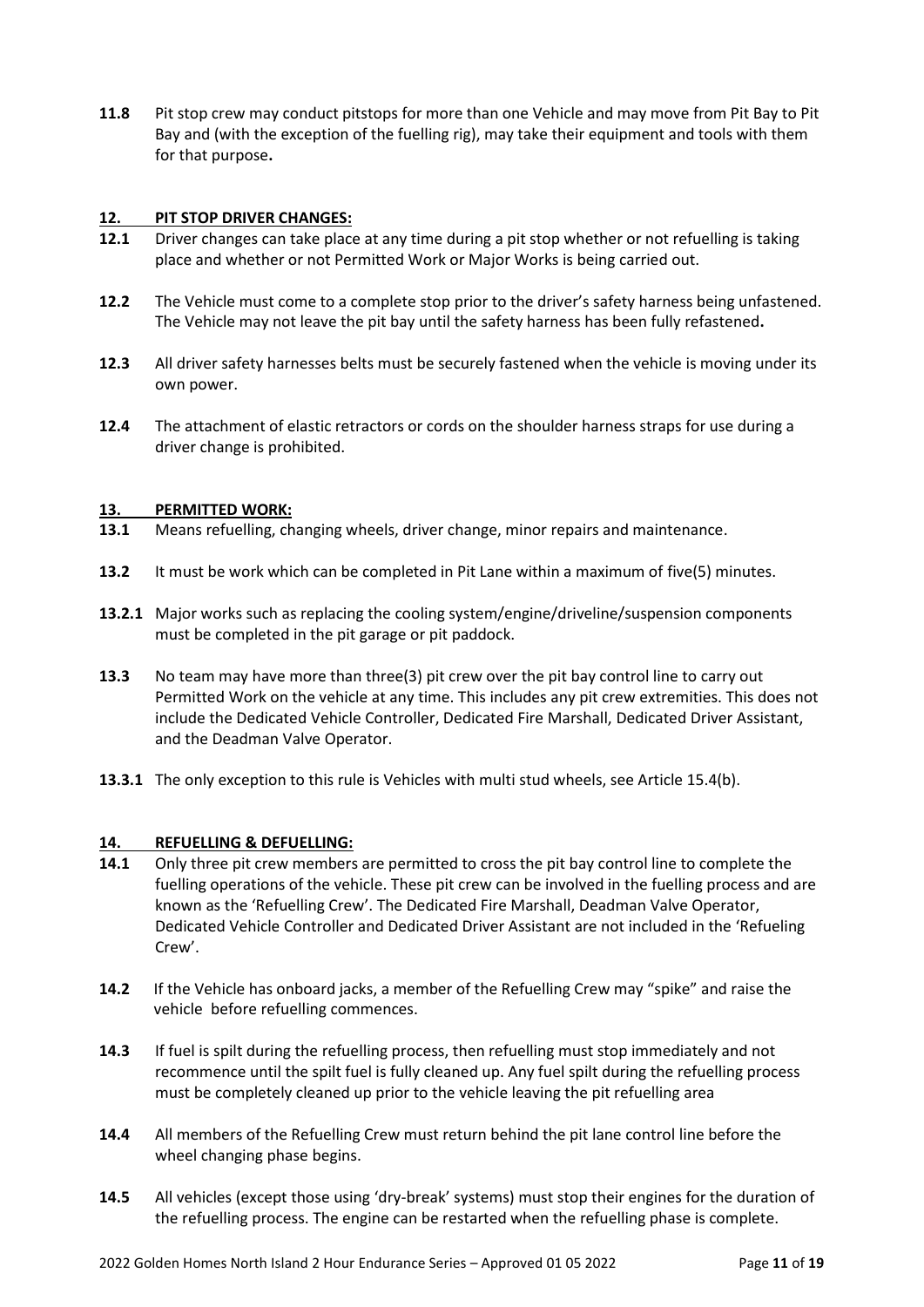**11.8** Pit stop crew may conduct pitstops for more than one Vehicle and may move from Pit Bay to Pit Bay and (with the exception of the fuelling rig), may take their equipment and tools with them for that purpose**.**

## 12. PIT STOP DRIVER CHANGES:

**12.1** Driver changes can take place at any time during a pit stop whether or not refuelling is taking place and whether or not Permitted Work or Major Works is being carried out.

**12.2** The Vehicle must come to a complete stop prior to the driver's safety harness being unfastened. The Vehicle may not leave the pit bay until the safety harness has been fully refastened**.**

**12.3** All driver safety harnesses belts must be securely fastened when the vehicle is moving under its own power.

**12.4** The attachment of elastic retractors or cords on the shoulder harness straps for use during a driver change is prohibited.

## 13. PERMITTED WORK:

**13.1** Means refuelling, changing wheels, driver change, minor repairs and maintenance.

**13.2** It must be work which can be completed in Pit Lane within a maximum of five(5) minutes.

**13.2.1** Major works such as replacing the cooling system/engine/driveline/suspension components must be completed in the pit garage or pit paddock.

**13.3** No team may have more than three(3) pit crew over the pit bay control line to carry out Permitted Work on the vehicle at any time. This includes any pit crew extremities. This does not include the Dedicated Vehicle Controller, Dedicated Fire Marshall, Dedicated Driver Assistant, and the Deadman Valve Operator.

**13.3.1** The only exception to this rule is Vehicles with multi stud wheels, see Article 15.4(b).

## 14. REFUELLING & DEFUELLING:

**14.1** Only three pit crew members are permitted to cross the pit bay control line to complete the fuelling operations of the vehicle. These pit crew can be involved in the fuelling process and are known as the 'Refuelling Crew'. The Dedicated Fire Marshall, Deadman Valve Operator, Dedicated Vehicle Controller and Dedicated Driver Assistant are not included in the 'Refueling Crew'.

**14.2** If the Vehicle has onboard jacks, a member of the Refuelling Crew may "spike" and raise the vehicle before refuelling commences.

**14.3** If fuel is spilt during the refuelling process, then refuelling must stop immediately and not recommence until the spilt fuel is fully cleaned up. Any fuel spilt during the refuelling process must be completely cleaned up prior to the vehicle leaving the pit refuelling area

**14.4** All members of the Refuelling Crew must return behind the pit lane control line before the wheel changing phase begins.

**14.5** All vehicles (except those using 'dry-break' systems) must stop their engines for the duration of the refuelling process. The engine can be restarted when the refuelling phase is complete.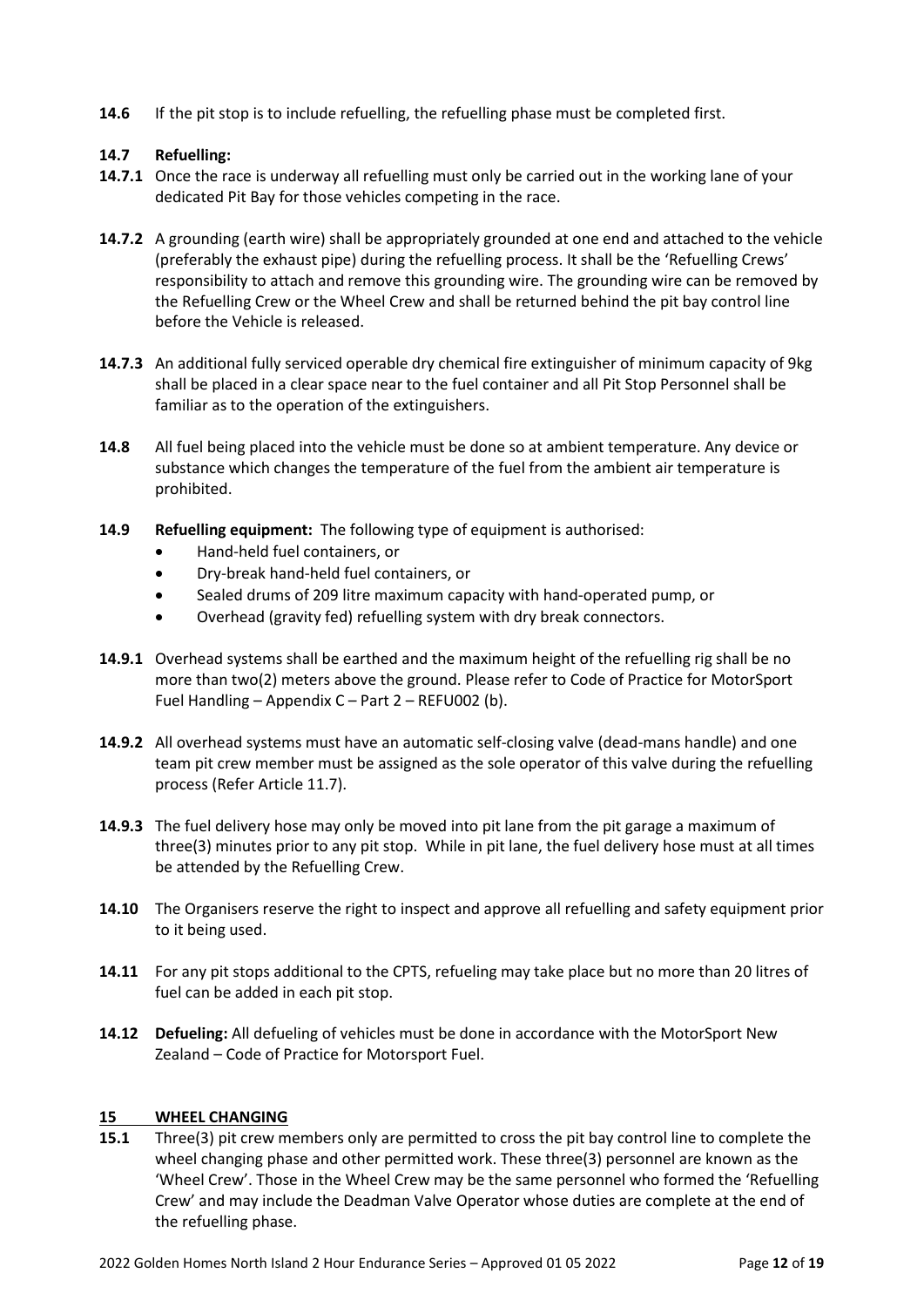**14.6** If the pit stop is to include refuelling, the refuelling phase must be completed first.

**14.7 Refuelling:**

**14.7.1** Once the race is underway all refuelling must only be carried out in the working lane of your dedicated Pit Bay for those vehicles competing in the race.

**14.7.2** A grounding (earth wire) shall be appropriately grounded at one end and attached to the vehicle (preferably the exhaust pipe) during the refuelling process. It shall be the 'Refuelling Crews' responsibility to attach and remove this grounding wire. The grounding wire can be removed by the Refuelling Crew or the Wheel Crew and shall be returned behind the pit bay control line before the Vehicle is released.

**14.7.3** An additional fully serviced operable dry chemical fire extinguisher of minimum capacity of 9kg shall be placed in a clear space near to the fuel container and all Pit Stop Personnel shall be familiar as to the operation of the extinguishers.

**14.8** All fuel being placed into the vehicle must be done so at ambient temperature. Any device or substance which changes the temperature of the fuel from the ambient air temperature is prohibited.

**14.9 Refuelling equipment:** The following type of equipment is authorised:

- Hand-held fuel containers, or
- Dry-break hand-held fuel containers, or
- Sealed drums of 209 litre maximum capacity with hand-operated pump, or
- Overhead (gravity fed) refuelling system with dry break connectors.

**14.9.1** Overhead systems shall be earthed and the maximum height of the refuelling rig shall be no more than two(2) meters above the ground. Please refer to Code of Practice for MotorSport Fuel Handling – Appendix C – Part 2 – REFU002 (b).

**14.9.2** All overhead systems must have an automatic self-closing valve (dead-mans handle) and one team pit crew member must be assigned as the sole operator of this valve during the refuelling process (Refer Article 11.7).

**14.9.3** The fuel delivery hose may only be moved into pit lane from the pit garage a maximum of three(3) minutes prior to any pit stop. While in pit lane, the fuel delivery hose must at all times be attended by the Refuelling Crew.

**14.10** The Organisers reserve the right to inspect and approve all refuelling and safety equipment prior to it being used.

**14.11** For any pit stops additional to the CPTS, refueling may take place but no more than 20 litres of fuel can be added in each pit stop.

**14.12 Defueling:** All defueling of vehicles must be done in accordance with the MotorSport New Zealand – Code of Practice for Motorsport Fuel.

## 15 WHEEL CHANGING

**15.1** Three(3) pit crew members only are permitted to cross the pit bay control line to complete the wheel changing phase and other permitted work. These three(3) personnel are known as the 'Wheel Crew'. Those in the Wheel Crew may be the same personnel who formed the 'Refuelling Crew' and may include the Deadman Valve Operator whose duties are complete at the end of the refuelling phase.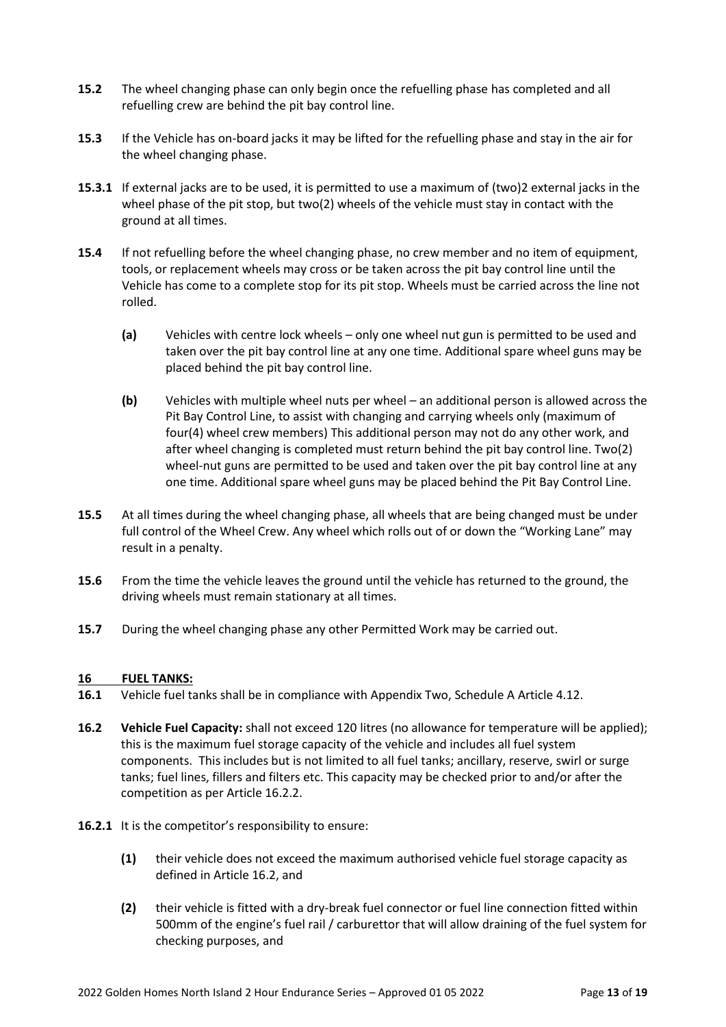**15.2** The wheel changing phase can only begin once the refuelling phase has completed and all refuelling crew are behind the pit bay control line.

**15.3** If the Vehicle has on-board jacks it may be lifted for the refuelling phase and stay in the air for the wheel changing phase.

**15.3.1** If external jacks are to be used, it is permitted to use a maximum of (two)2 external jacks in the wheel phase of the pit stop, but two(2) wheels of the vehicle must stay in contact with the ground at all times.

**15.4** If not refuelling before the wheel changing phase, no crew member and no item of equipment, tools, or replacement wheels may cross or be taken across the pit bay control line until the Vehicle has come to a complete stop for its pit stop. Wheels must be carried across the line not rolled.

- **(a)** Vehicles with centre lock wheels – only one wheel nut gun is permitted to be used and taken over the pit bay control line at any one time. Additional spare wheel guns may be placed behind the pit bay control line.
- **(b)** Vehicles with multiple wheel nuts per wheel – an additional person is allowed across the Pit Bay Control Line, to assist with changing and carrying wheels only (maximum of four(4) wheel crew members) This additional person may not do any other work, and after wheel changing is completed must return behind the pit bay control line. Two(2) wheel-nut guns are permitted to be used and taken over the pit bay control line at any one time. Additional spare wheel guns may be placed behind the Pit Bay Control Line.

**15.5** At all times during the wheel changing phase, all wheels that are being changed must be under full control of the Wheel Crew. Any wheel which rolls out of or down the "Working Lane" may result in a penalty.

**15.6** From the time the vehicle leaves the ground until the vehicle has returned to the ground, the driving wheels must remain stationary at all times.

**15.7** During the wheel changing phase any other Permitted Work may be carried out.

## 16 FUEL TANKS:

**16.1** Vehicle fuel tanks shall be in compliance with Appendix Two, Schedule A Article 4.12.

**16.2** **Vehicle Fuel Capacity:** shall not exceed 120 litres (no allowance for temperature will be applied); this is the maximum fuel storage capacity of the vehicle and includes all fuel system components. This includes but is not limited to all fuel tanks; ancillary, reserve, swirl or surge tanks; fuel lines, fillers and filters etc. This capacity may be checked prior to and/or after the competition as per Article 16.2.2.

**16.2.1** It is the competitor's responsibility to ensure:

- **(1)** their vehicle does not exceed the maximum authorised vehicle fuel storage capacity as defined in Article 16.2, and
- **(2)** their vehicle is fitted with a dry-break fuel connector or fuel line connection fitted within 500mm of the engine's fuel rail / carburettor that will allow draining of the fuel system for checking purposes, and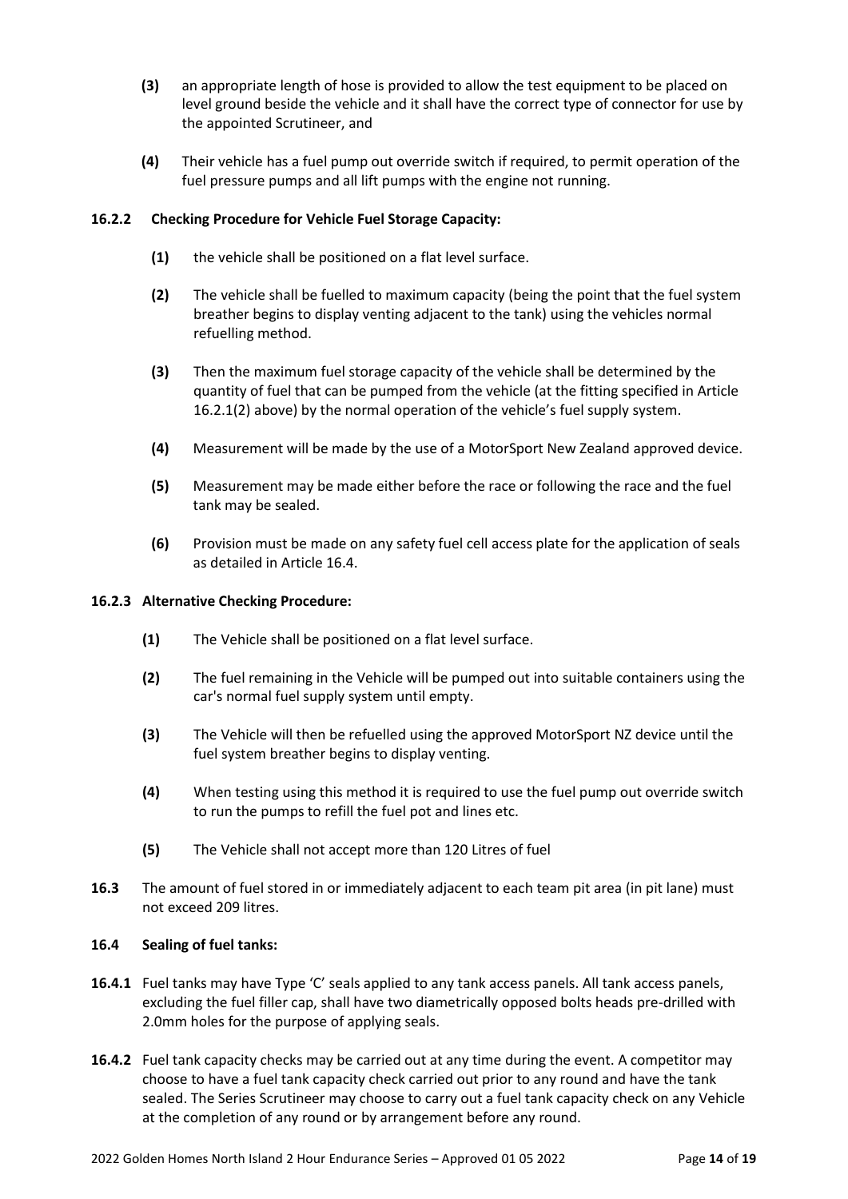**(3)** an appropriate length of hose is provided to allow the test equipment to be placed on level ground beside the vehicle and it shall have the correct type of connector for use by the appointed Scrutineer, and

**(4)** Their vehicle has a fuel pump out override switch if required, to permit operation of the fuel pressure pumps and all lift pumps with the engine not running.

**16.2.2 Checking Procedure for Vehicle Fuel Storage Capacity:**

**(1)** the vehicle shall be positioned on a flat level surface.

**(2)** The vehicle shall be fuelled to maximum capacity (being the point that the fuel system breather begins to display venting adjacent to the tank) using the vehicles normal refuelling method.

**(3)** Then the maximum fuel storage capacity of the vehicle shall be determined by the quantity of fuel that can be pumped from the vehicle (at the fitting specified in Article 16.2.1(2) above) by the normal operation of the vehicle's fuel supply system.

**(4)** Measurement will be made by the use of a MotorSport New Zealand approved device.

**(5)** Measurement may be made either before the race or following the race and the fuel tank may be sealed.

**(6)** Provision must be made on any safety fuel cell access plate for the application of seals as detailed in Article 16.4.

**16.2.3 Alternative Checking Procedure:**

**(1)** The Vehicle shall be positioned on a flat level surface.

**(2)** The fuel remaining in the Vehicle will be pumped out into suitable containers using the car's normal fuel supply system until empty.

**(3)** The Vehicle will then be refuelled using the approved MotorSport NZ device until the fuel system breather begins to display venting.

**(4)** When testing using this method it is required to use the fuel pump out override switch to run the pumps to refill the fuel pot and lines etc.

**(5)** The Vehicle shall not accept more than 120 Litres of fuel

**16.3** The amount of fuel stored in or immediately adjacent to each team pit area (in pit lane) must not exceed 209 litres.

**16.4 Sealing of fuel tanks:**

**16.4.1** Fuel tanks may have Type 'C' seals applied to any tank access panels. All tank access panels, excluding the fuel filler cap, shall have two diametrically opposed bolts heads pre-drilled with 2.0mm holes for the purpose of applying seals.

**16.4.2** Fuel tank capacity checks may be carried out at any time during the event. A competitor may choose to have a fuel tank capacity check carried out prior to any round and have the tank sealed. The Series Scrutineer may choose to carry out a fuel tank capacity check on any Vehicle at the completion of any round or by arrangement before any round.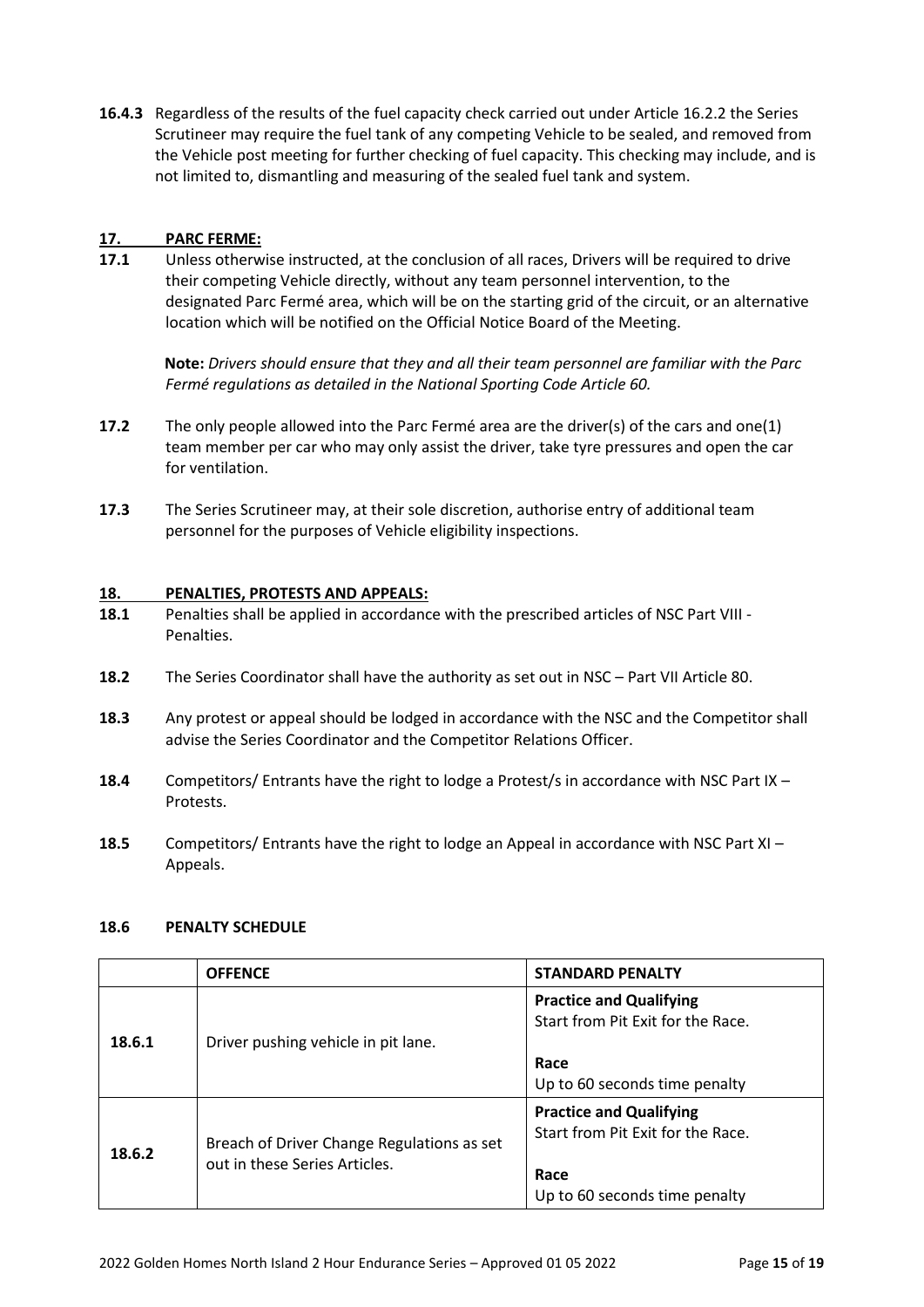**16.4.3** Regardless of the results of the fuel capacity check carried out under Article 16.2.2 the Series Scrutineer may require the fuel tank of any competing Vehicle to be sealed, and removed from the Vehicle post meeting for further checking of fuel capacity. This checking may include, and is not limited to, dismantling and measuring of the sealed fuel tank and system.

## 17. PARC FERME:

**17.1** Unless otherwise instructed, at the conclusion of all races, Drivers will be required to drive their competing Vehicle directly, without any team personnel intervention, to the designated Parc Fermé area, which will be on the starting grid of the circuit, or an alternative location which will be notified on the Official Notice Board of the Meeting.

**Note:** *Drivers should ensure that they and all their team personnel are familiar with the Parc Fermé regulations as detailed in the National Sporting Code Article 60.*

**17.2** The only people allowed into the Parc Fermé area are the driver(s) of the cars and one(1) team member per car who may only assist the driver, take tyre pressures and open the car for ventilation.

**17.3** The Series Scrutineer may, at their sole discretion, authorise entry of additional team personnel for the purposes of Vehicle eligibility inspections.

## 18. PENALTIES, PROTESTS AND APPEALS:

**18.1** Penalties shall be applied in accordance with the prescribed articles of NSC Part VIII - Penalties.

**18.2** The Series Coordinator shall have the authority as set out in NSC – Part VII Article 80.

**18.3** Any protest or appeal should be lodged in accordance with the NSC and the Competitor shall advise the Series Coordinator and the Competitor Relations Officer.

**18.4** Competitors/ Entrants have the right to lodge a Protest/s in accordance with NSC Part IX – Protests.

**18.5** Competitors/ Entrants have the right to lodge an Appeal in accordance with NSC Part XI – Appeals.

### 18.6 PENALTY SCHEDULE

| | OFFENCE | STANDARD PENALTY |
|---|---|---|
| **18.6.1** | Driver pushing vehicle in pit lane. | **Practice and Qualifying**<br>Start from Pit Exit for the Race.<br><br>**Race**<br>Up to 60 seconds time penalty |
| **18.6.2** | Breach of Driver Change Regulations as set out in these Series Articles. | **Practice and Qualifying**<br>Start from Pit Exit for the Race.<br><br>**Race**<br>Up to 60 seconds time penalty |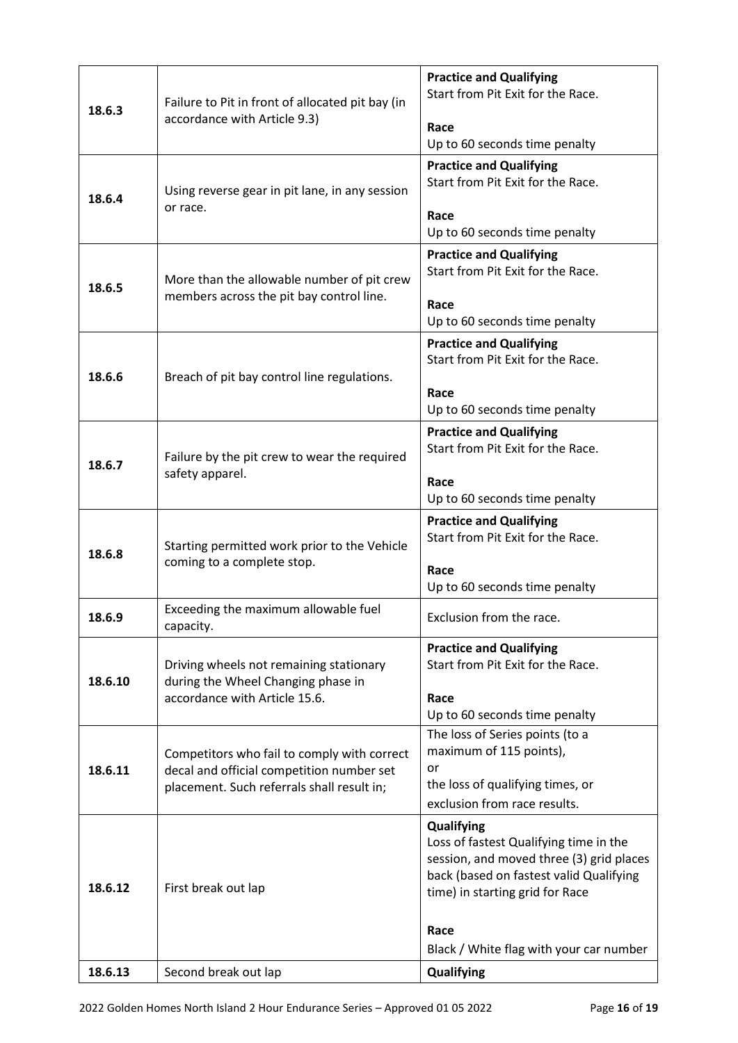| 18.6.3 | Failure to Pit in front of allocated pit bay (in accordance with Article 9.3) | **Practice and Qualifying**<br>Start from Pit Exit for the Race.<br><br>**Race**<br>Up to 60 seconds time penalty |
|---|---|---|
| 18.6.4 | Using reverse gear in pit lane, in any session or race. | **Practice and Qualifying**<br>Start from Pit Exit for the Race.<br><br>**Race**<br>Up to 60 seconds time penalty |
| 18.6.5 | More than the allowable number of pit crew members across the pit bay control line. | **Practice and Qualifying**<br>Start from Pit Exit for the Race.<br><br>**Race**<br>Up to 60 seconds time penalty |
| 18.6.6 | Breach of pit bay control line regulations. | **Practice and Qualifying**<br>Start from Pit Exit for the Race.<br><br>**Race**<br>Up to 60 seconds time penalty |
| 18.6.7 | Failure by the pit crew to wear the required safety apparel. | **Practice and Qualifying**<br>Start from Pit Exit for the Race.<br><br>**Race**<br>Up to 60 seconds time penalty |
| 18.6.8 | Starting permitted work prior to the Vehicle coming to a complete stop. | **Practice and Qualifying**<br>Start from Pit Exit for the Race.<br><br>**Race**<br>Up to 60 seconds time penalty |
| 18.6.9 | Exceeding the maximum allowable fuel capacity. | Exclusion from the race. |
| 18.6.10 | Driving wheels not remaining stationary during the Wheel Changing phase in accordance with Article 15.6. | **Practice and Qualifying**<br>Start from Pit Exit for the Race.<br><br>**Race**<br>Up to 60 seconds time penalty |
| 18.6.11 | Competitors who fail to comply with correct decal and official competition number set placement. Such referrals shall result in; | The loss of Series points (to a maximum of 115 points),<br>or<br>the loss of qualifying times, or<br>exclusion from race results. |
| 18.6.12 | First break out lap | **Qualifying**<br>Loss of fastest Qualifying time in the session, and moved three (3) grid places back (based on fastest valid Qualifying time) in starting grid for Race<br><br>**Race**<br>Black / White flag with your car number |
| 18.6.13 | Second break out lap | **Qualifying** |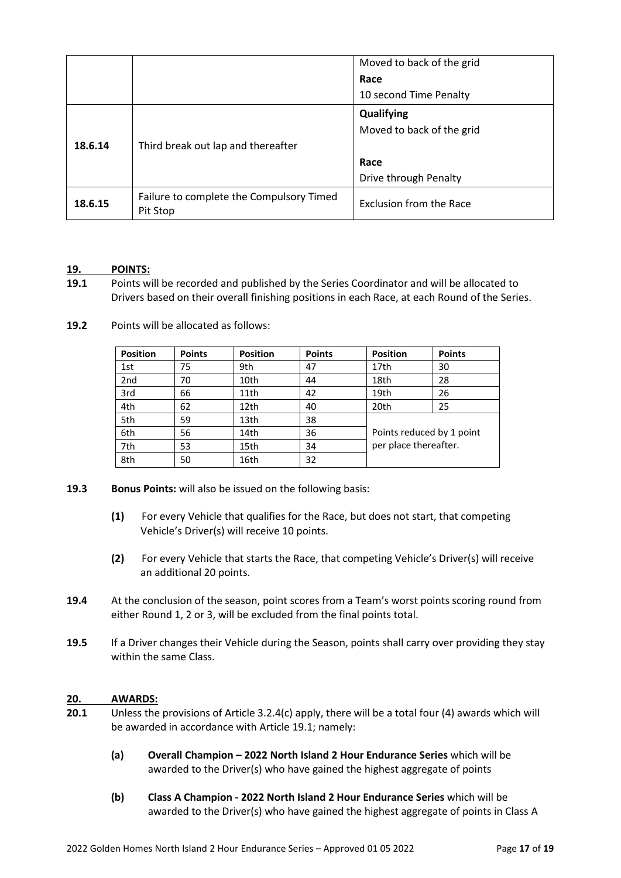| | | |
|---|---|---|
| | | Moved to back of the grid<br>**Race**<br>10 second Time Penalty |
| **18.6.14** | Third break out lap and thereafter | **Qualifying**<br>Moved to back of the grid<br><br>**Race**<br>Drive through Penalty |
| **18.6.15** | Failure to complete the Compulsory Timed Pit Stop | Exclusion from the Race |

## 19. POINTS:

**19.1** Points will be recorded and published by the Series Coordinator and will be allocated to Drivers based on their overall finishing positions in each Race, at each Round of the Series.

**19.2** Points will be allocated as follows:

| Position | Points | Position | Points | Position | Points |
|---|---|---|---|---|---|
| 1st | 75 | 9th | 47 | 17th | 30 |
| 2nd | 70 | 10th | 44 | 18th | 28 |
| 3rd | 66 | 11th | 42 | 19th | 26 |
| 4th | 62 | 12th | 40 | 20th | 25 |
| 5th | 59 | 13th | 38 | Points reduced by 1 point per place thereafter. | |
| 6th | 56 | 14th | 36 | | |
| 7th | 53 | 15th | 34 | | |
| 8th | 50 | 16th | 32 | | |

**19.3** **Bonus Points:** will also be issued on the following basis:

**(1)** For every Vehicle that qualifies for the Race, but does not start, that competing Vehicle's Driver(s) will receive 10 points.

**(2)** For every Vehicle that starts the Race, that competing Vehicle's Driver(s) will receive an additional 20 points.

**19.4** At the conclusion of the season, point scores from a Team's worst points scoring round from either Round 1, 2 or 3, will be excluded from the final points total.

**19.5** If a Driver changes their Vehicle during the Season, points shall carry over providing they stay within the same Class.

## 20. AWARDS:

**20.1** Unless the provisions of Article 3.2.4(c) apply, there will be a total four (4) awards which will be awarded in accordance with Article 19.1; namely:

**(a)** **Overall Champion – 2022 North Island 2 Hour Endurance Series** which will be awarded to the Driver(s) who have gained the highest aggregate of points

**(b)** **Class A Champion - 2022 North Island 2 Hour Endurance Series** which will be awarded to the Driver(s) who have gained the highest aggregate of points in Class A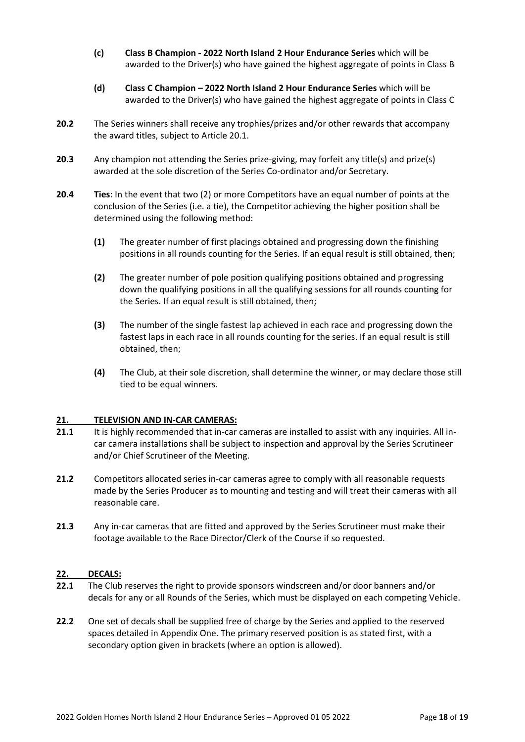**(c)** **Class B Champion - 2022 North Island 2 Hour Endurance Series** which will be awarded to the Driver(s) who have gained the highest aggregate of points in Class B

**(d)** **Class C Champion – 2022 North Island 2 Hour Endurance Series** which will be awarded to the Driver(s) who have gained the highest aggregate of points in Class C

**20.2** The Series winners shall receive any trophies/prizes and/or other rewards that accompany the award titles, subject to Article 20.1.

**20.3** Any champion not attending the Series prize-giving, may forfeit any title(s) and prize(s) awarded at the sole discretion of the Series Co-ordinator and/or Secretary.

**20.4** **Ties**: In the event that two (2) or more Competitors have an equal number of points at the conclusion of the Series (i.e. a tie), the Competitor achieving the higher position shall be determined using the following method:

**(1)** The greater number of first placings obtained and progressing down the finishing positions in all rounds counting for the Series. If an equal result is still obtained, then;

**(2)** The greater number of pole position qualifying positions obtained and progressing down the qualifying positions in all the qualifying sessions for all rounds counting for the Series. If an equal result is still obtained, then;

**(3)** The number of the single fastest lap achieved in each race and progressing down the fastest laps in each race in all rounds counting for the series. If an equal result is still obtained, then;

**(4)** The Club, at their sole discretion, shall determine the winner, or may declare those still tied to be equal winners.

## 21. TELEVISION AND IN-CAR CAMERAS:

**21.1** It is highly recommended that in-car cameras are installed to assist with any inquiries. All in-car camera installations shall be subject to inspection and approval by the Series Scrutineer and/or Chief Scrutineer of the Meeting.

**21.2** Competitors allocated series in-car cameras agree to comply with all reasonable requests made by the Series Producer as to mounting and testing and will treat their cameras with all reasonable care.

**21.3** Any in-car cameras that are fitted and approved by the Series Scrutineer must make their footage available to the Race Director/Clerk of the Course if so requested.

## 22. DECALS:

**22.1** The Club reserves the right to provide sponsors windscreen and/or door banners and/or decals for any or all Rounds of the Series, which must be displayed on each competing Vehicle.

**22.2** One set of decals shall be supplied free of charge by the Series and applied to the reserved spaces detailed in Appendix One. The primary reserved position is as stated first, with a secondary option given in brackets (where an option is allowed).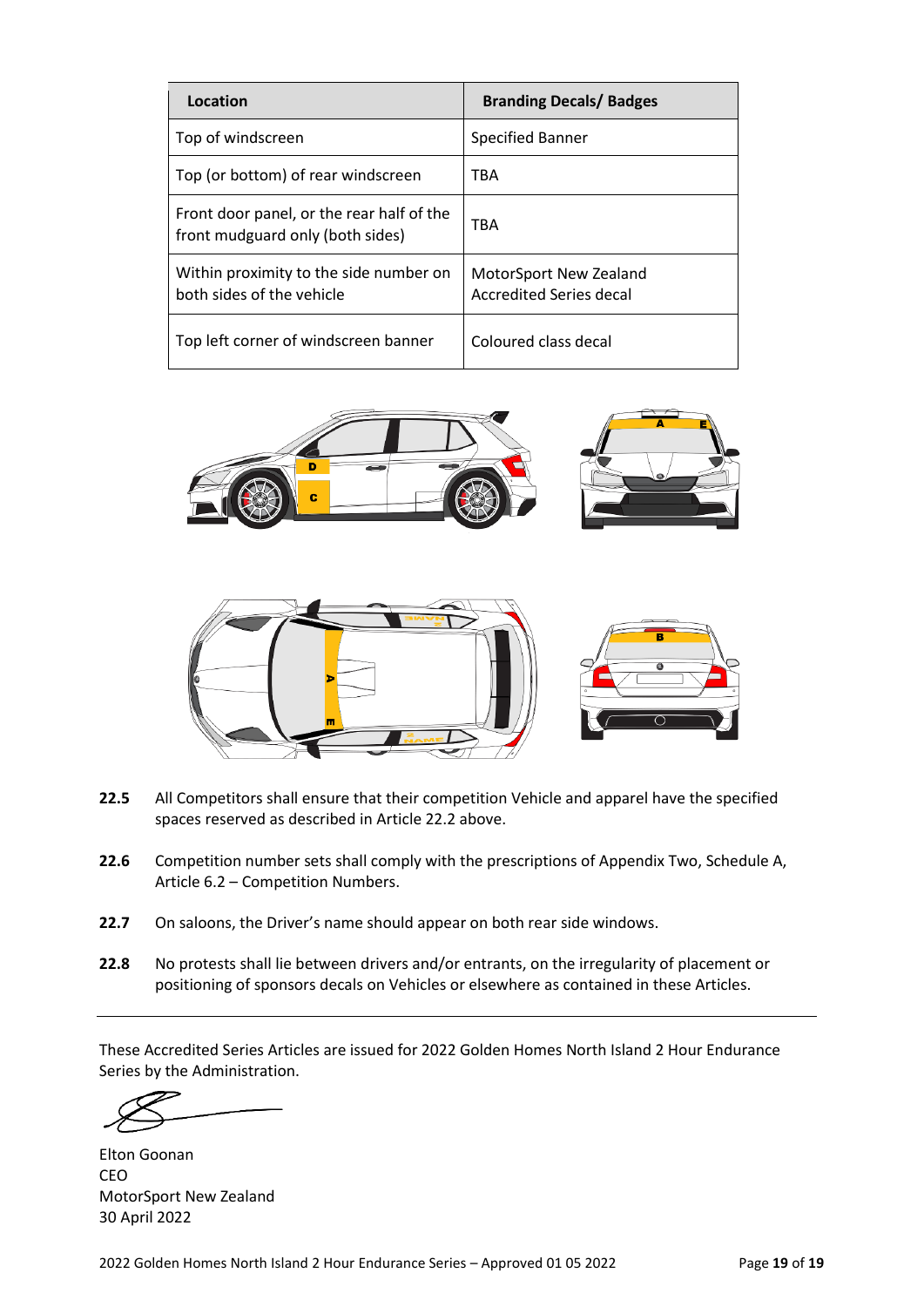| Location | Branding Decals/ Badges |
|---|---|
| Top of windscreen | Specified Banner |
| Top (or bottom) of rear windscreen | TBA |
| Front door panel, or the rear half of the front mudguard only (both sides) | TBA |
| Within proximity to the side number on both sides of the vehicle | MotorSport New Zealand Accredited Series decal |
| Top left corner of windscreen banner | Coloured class decal |

**22.5** All Competitors shall ensure that their competition Vehicle and apparel have the specified spaces reserved as described in Article 22.2 above.

**22.6** Competition number sets shall comply with the prescriptions of Appendix Two, Schedule A, Article 6.2 – Competition Numbers.

**22.7** On saloons, the Driver's name should appear on both rear side windows.

**22.8** No protests shall lie between drivers and/or entrants, on the irregularity of placement or positioning of sponsors decals on Vehicles or elsewhere as contained in these Articles.

---

These Accredited Series Articles are issued for 2022 Golden Homes North Island 2 Hour Endurance Series by the Administration.

Elton Goonan
CEO
MotorSport New Zealand
30 April 2022